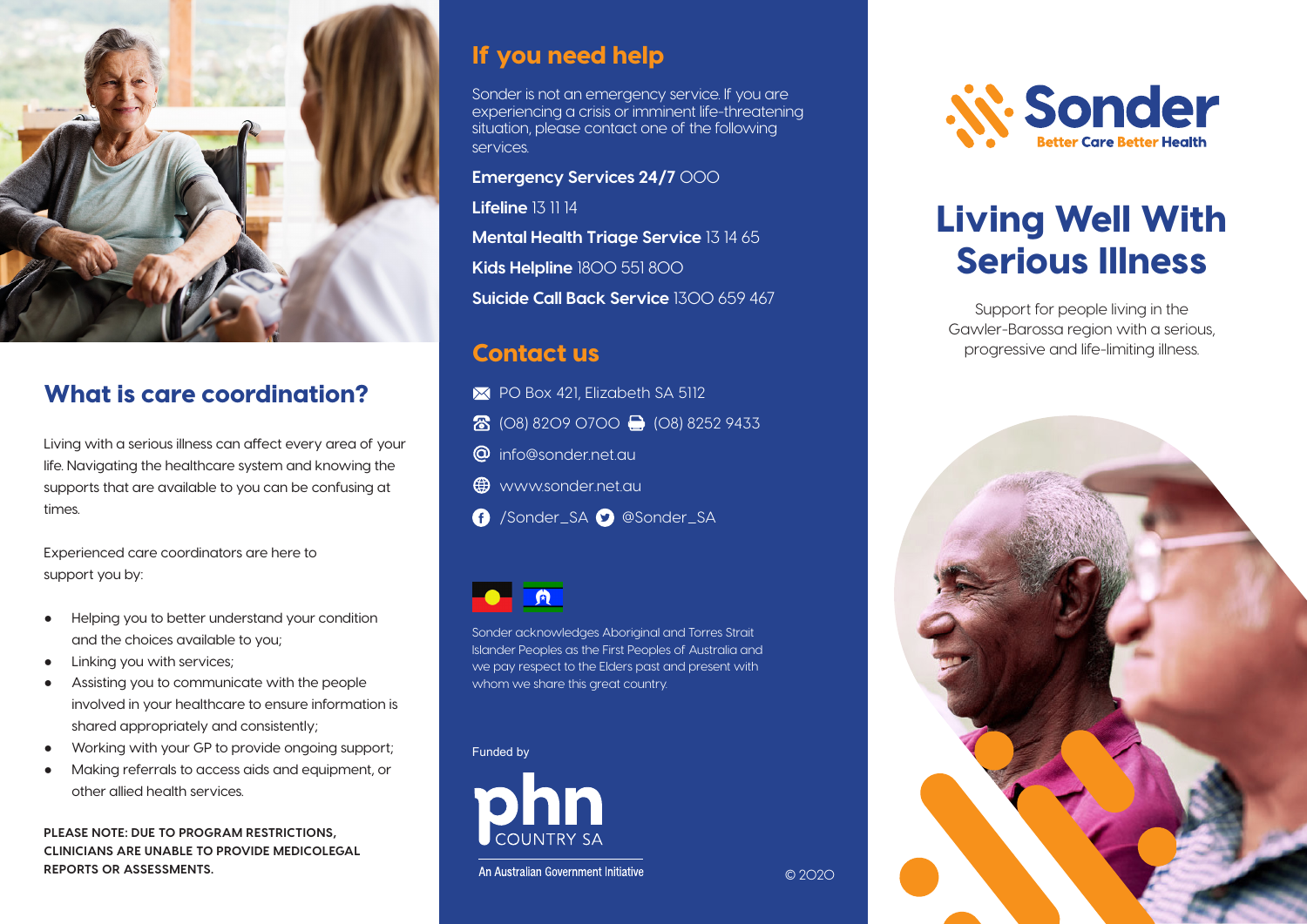## What is care coordination?

Living with a serious illness can affect every area of your life. Navigating the healthcare system and knowing the supports that are available to you can be confusing at times.

Experienced care coordinators are here to support you by:

- Helping you to better understand your condition and the choices available to you;
- Linking you with services;
- Assisting you to communicate with the people involved in your healthcare to ensure information is shared appropriately and consistently;
- Working with your GP to provide ongoing support;
- Making referrals to access aids and equipment, or other allied health services.

**PLEASE NOTE: DUE TO PROGRAM RESTRICTIONS, CLINICIANS ARE UNABLE TO PROVIDE MEDICOLEGAL REPORTS OR ASSESSMENTS.**

## If you need help

Sonder is not an emergency service. If you are experiencing a crisis or imminent life-threatening situation, please contact one of the following services.

**Emergency Services 24/7** 000

**Lifeline** 13 11 14

**Mental Health Triage Service** 13 14 65

**Kids Helpline** 1800 551 800

**Suicide Call Back Service** 1300 659 467

## Contact us

PO Box 421, Elizabeth SA 5112

(08) 8209 0700 (08) 8252 9433

info@sonder.net.au

www.sonder.net.au

/Sonder_SA @Sonder_SA

Sonder acknowledges Aboriginal and Torres Strait Islander Peoples as the First Peoples of Australia and we pay respect to the Elders past and present with whom we share this great country.

Funded by

phn COUNTRY SA

An Australian Government Initiative

© 2020

Sonder

Better Care Better Health

# Living Well With Serious Illness

Support for people living in the Gawler-Barossa region with a serious, progressive and life-limiting illness.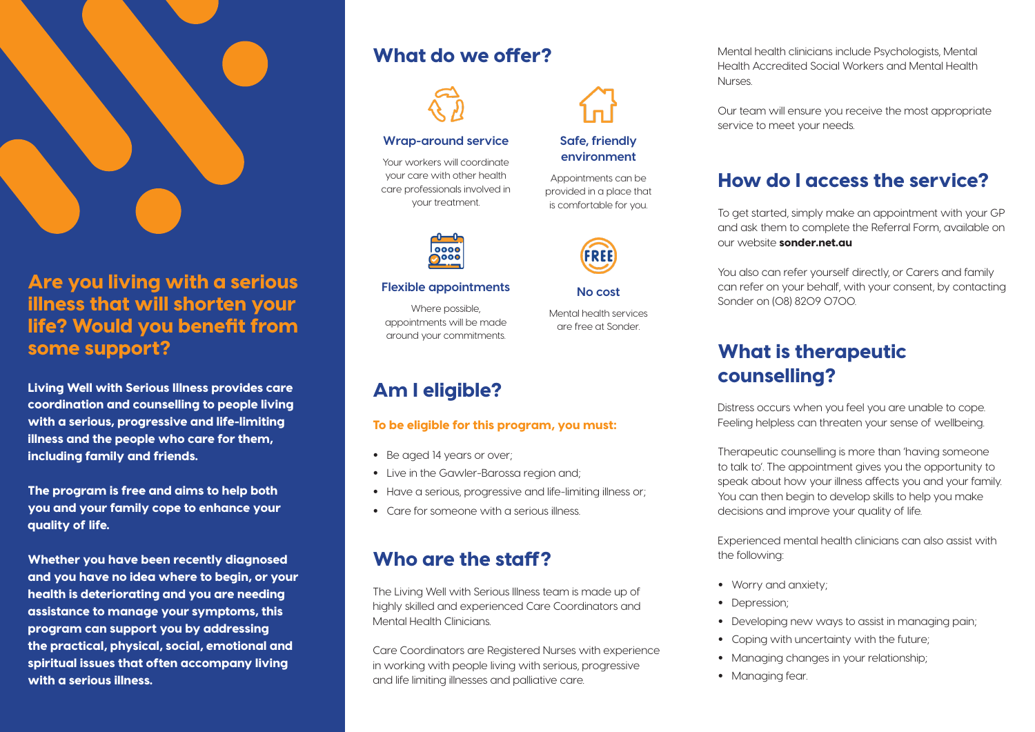## Are you living with a serious illness that will shorten your life? Would you benefit from some support?

**Living Well with Serious Illness provides care coordination and counselling to people living with a serious, progressive and life-limiting illness and the people who care for them, including family and friends.**

**The program is free and aims to help both you and your family cope to enhance your quality of life.**

**Whether you have been recently diagnosed and you have no idea where to begin, or your health is deteriorating and you are needing assistance to manage your symptoms, this program can support you by addressing the practical, physical, social, emotional and spiritual issues that often accompany living with a serious illness.**

## What do we offer?

### Wrap-around service

Your workers will coordinate your care with other health care professionals involved in your treatment.

### Safe, friendly environment

Appointments can be provided in a place that is comfortable for you.

### Flexible appointments

Where possible, appointments will be made around your commitments.

### No cost

Mental health services are free at Sonder.

## Am I eligible?

**To be eligible for this program, you must:**

- Be aged 14 years or over;
- Live in the Gawler-Barossa region and;
- Have a serious, progressive and life-limiting illness or;
- Care for someone with a serious illness.

## Who are the staff?

The Living Well with Serious Illness team is made up of highly skilled and experienced Care Coordinators and Mental Health Clinicians.

Care Coordinators are Registered Nurses with experience in working with people living with serious, progressive and life limiting illnesses and palliative care.

Mental health clinicians include Psychologists, Mental Health Accredited Social Workers and Mental Health Nurses.

Our team will ensure you receive the most appropriate service to meet your needs.

## How do I access the service?

To get started, simply make an appointment with your GP and ask them to complete the Referral Form, available on our website **sonder.net.au**

You also can refer yourself directly, or Carers and family can refer on your behalf, with your consent, by contacting Sonder on (08) 8209 0700.

## What is therapeutic counselling?

Distress occurs when you feel you are unable to cope. Feeling helpless can threaten your sense of wellbeing.

Therapeutic counselling is more than 'having someone to talk to'. The appointment gives you the opportunity to speak about how your illness affects you and your family. You can then begin to develop skills to help you make decisions and improve your quality of life.

Experienced mental health clinicians can also assist with the following:

- Worry and anxiety;
- Depression;
- Developing new ways to assist in managing pain;
- Coping with uncertainty with the future;
- Managing changes in your relationship;
- Managing fear.